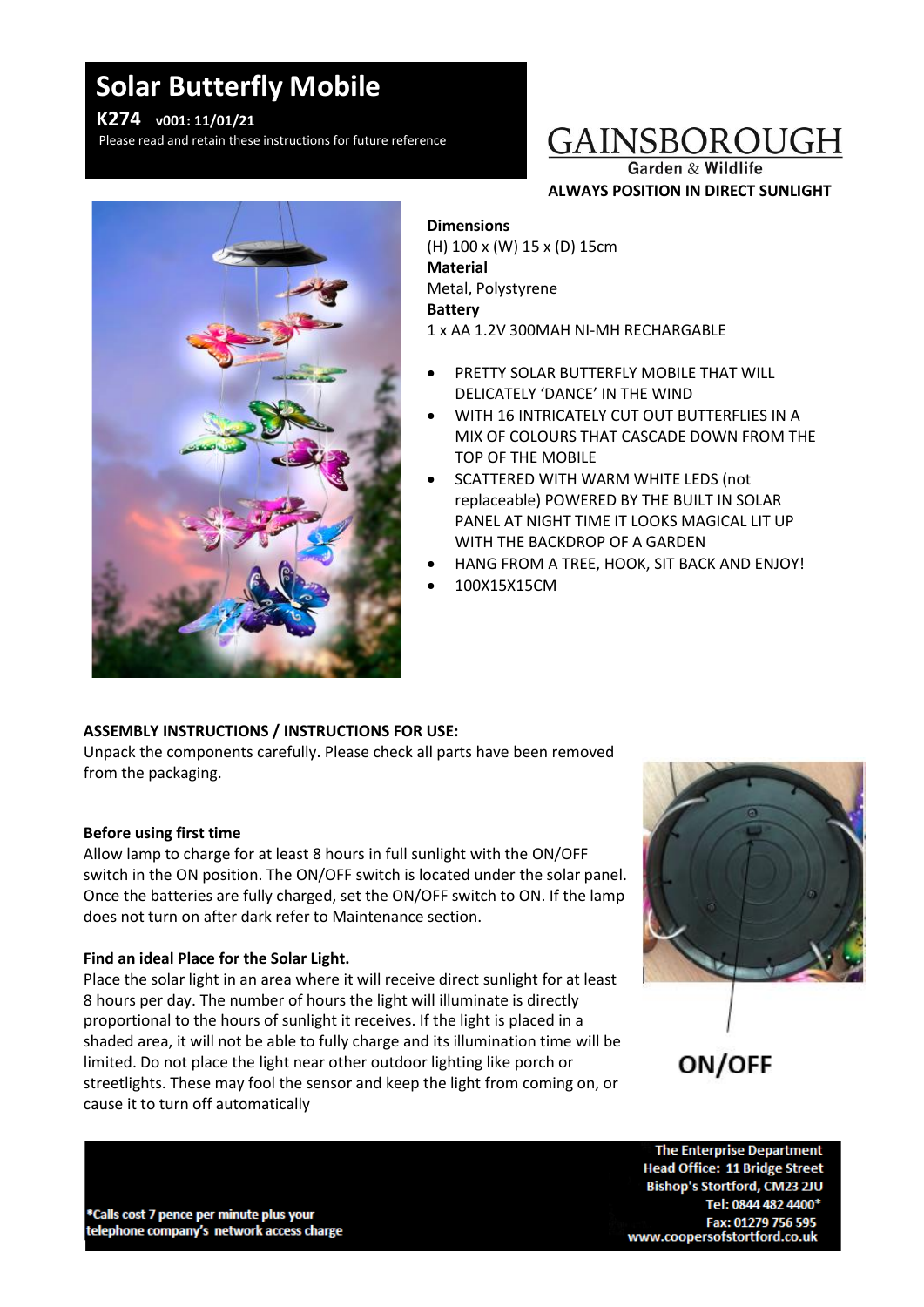# Solar Butterfly Mobile

**K274** **v001: 11/01/21**

Please read and retain these instructions for future reference

GAINSBOROUGH
Garden & Wildlife

**ALWAYS POSITION IN DIRECT SUNLIGHT**

**Dimensions**
(H) 100 x (W) 15 x (D) 15cm
**Material**
Metal, Polystyrene
**Battery**
1 x AA 1.2V 300MAH NI-MH RECHARGABLE

- PRETTY SOLAR BUTTERFLY MOBILE THAT WILL DELICATELY 'DANCE' IN THE WIND
- WITH 16 INTRICATELY CUT OUT BUTTERFLIES IN A MIX OF COLOURS THAT CASCADE DOWN FROM THE TOP OF THE MOBILE
- SCATTERED WITH WARM WHITE LEDS (not replaceable) POWERED BY THE BUILT IN SOLAR PANEL AT NIGHT TIME IT LOOKS MAGICAL LIT UP WITH THE BACKDROP OF A GARDEN
- HANG FROM A TREE, HOOK, SIT BACK AND ENJOY!
- 100X15X15CM

**ASSEMBLY INSTRUCTIONS / INSTRUCTIONS FOR USE:**

Unpack the components carefully. Please check all parts have been removed from the packaging.

**Before using first time**

Allow lamp to charge for at least 8 hours in full sunlight with the ON/OFF switch in the ON position. The ON/OFF switch is located under the solar panel. Once the batteries are fully charged, set the ON/OFF switch to ON. If the lamp does not turn on after dark refer to Maintenance section.

ON/OFF

**Find an ideal Place for the Solar Light.**

Place the solar light in an area where it will receive direct sunlight for at least 8 hours per day. The number of hours the light will illuminate is directly proportional to the hours of sunlight it receives. If the light is placed in a shaded area, it will not be able to fully charge and its illumination time will be limited. Do not place the light near other outdoor lighting like porch or streetlights. These may fool the sensor and keep the light from coming on, or cause it to turn off automatically

*Calls cost 7 pence per minute plus your telephone company's network access charge

The Enterprise Department
Head Office: 11 Bridge Street
Bishop's Stortford, CM23 2JU
Tel: 0844 482 4400*
Fax: 01279 756 595
www.coopersofstortford.co.uk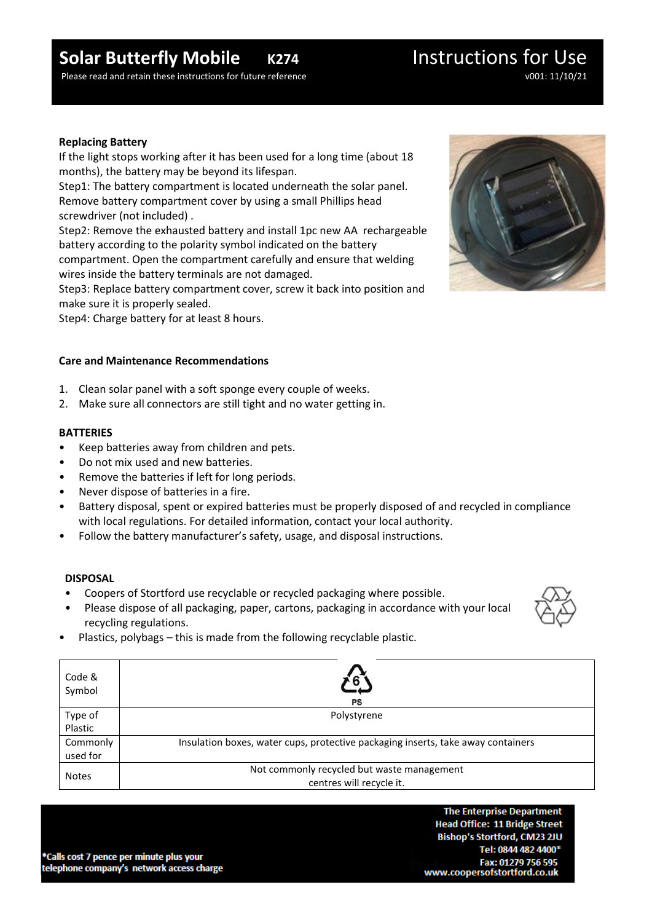# Solar Butterfly Mobile K274

# Instructions for Use

Please read and retain these instructions for future reference

v001: 11/10/21

**Replacing Battery**

If the light stops working after it has been used for a long time (about 18 months), the battery may be beyond its lifespan.

Step1: The battery compartment is located underneath the solar panel. Remove battery compartment cover by using a small Phillips head screwdriver (not included) .

Step2: Remove the exhausted battery and install 1pc new AA rechargeable battery according to the polarity symbol indicated on the battery compartment. Open the compartment carefully and ensure that welding wires inside the battery terminals are not damaged.

Step3: Replace battery compartment cover, screw it back into position and make sure it is properly sealed.

Step4: Charge battery for at least 8 hours.

**Care and Maintenance Recommendations**

1. Clean solar panel with a soft sponge every couple of weeks.
2. Make sure all connectors are still tight and no water getting in.

**BATTERIES**

- Keep batteries away from children and pets.
- Do not mix used and new batteries.
- Remove the batteries if left for long periods.
- Never dispose of batteries in a fire.
- Battery disposal, spent or expired batteries must be properly disposed of and recycled in compliance with local regulations. For detailed information, contact your local authority.
- Follow the battery manufacturer's safety, usage, and disposal instructions.

**DISPOSAL**

- Coopers of Stortford use recyclable or recycled packaging where possible.
- Please dispose of all packaging, paper, cartons, packaging in accordance with your local recycling regulations.
- Plastics, polybags – this is made from the following recyclable plastic.

| Code & Symbol | 6 PS |
|---|---|
| Type of Plastic | Polystyrene |
| Commonly used for | Insulation boxes, water cups, protective packaging inserts, take away containers |
| Notes | Not commonly recycled but waste management centres will recycle it. |

*Calls cost 7 pence per minute plus your telephone company's network access charge

**The Enterprise Department**
**Head Office: 11 Bridge Street**
**Bishop's Stortford, CM23 2JU**
**Tel: 0844 482 4400***
**Fax: 01279 756 595**
**www.coopersofstortford.co.uk**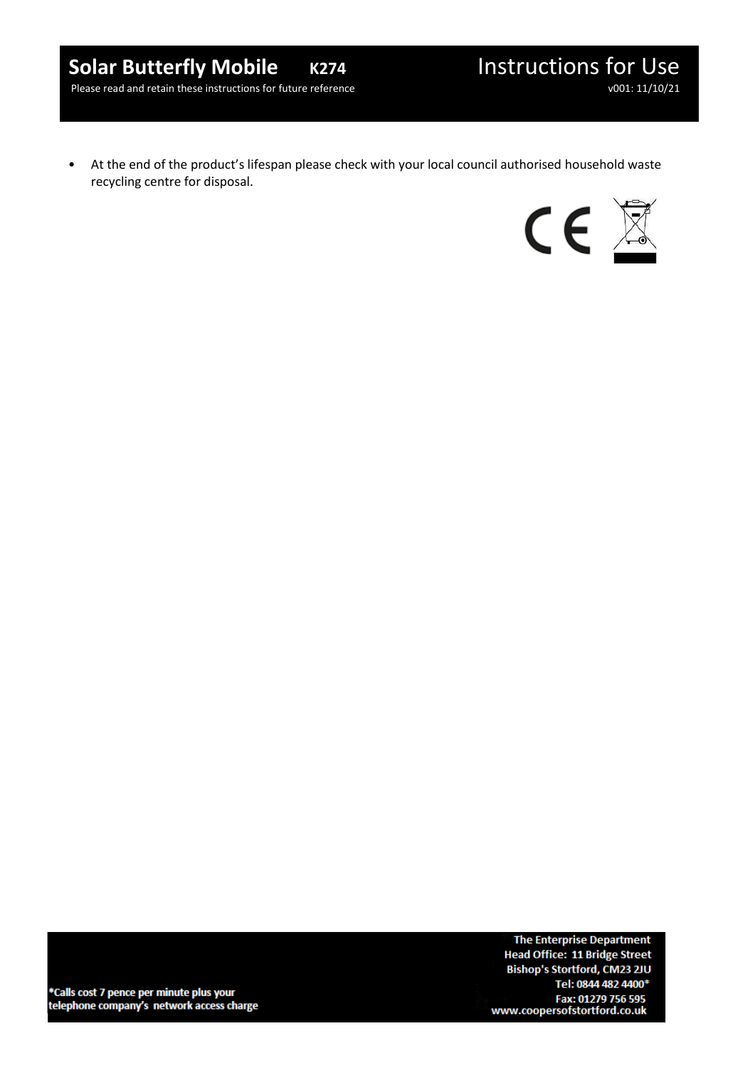- At the end of the product's lifespan please check with your local council authorised household waste recycling centre for disposal.

*Calls cost 7 pence per minute plus your telephone company's network access charge

**The Enterprise Department**
**Head Office: 11 Bridge Street**
**Bishop's Stortford, CM23 2JU**
**Tel: 0844 482 4400***
**Fax: 01279 756 595**
**www.coopersofstortford.co.uk**